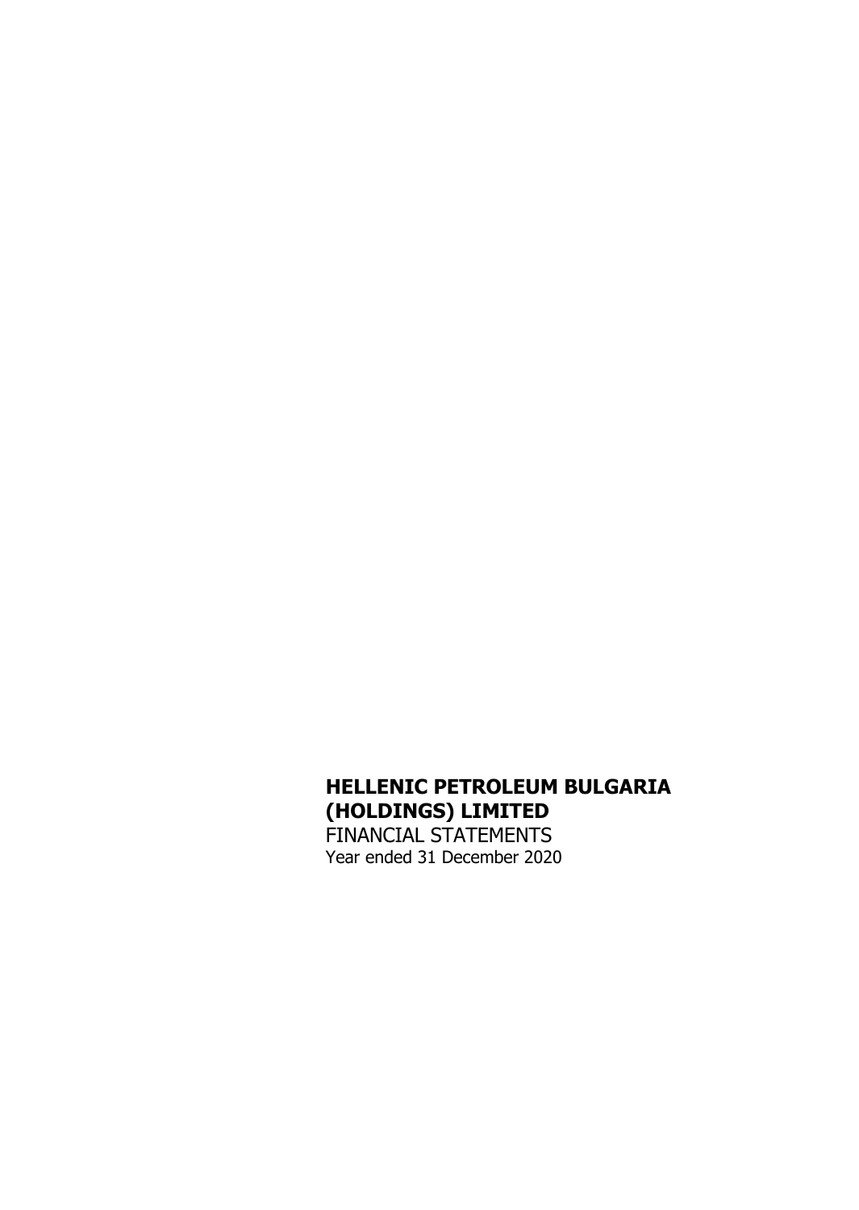# HELLENIC PETROLEUM BULGARIA (HOLDINGS) LIMITED

FINANCIAL STATEMENTS

Year ended 31 December 2020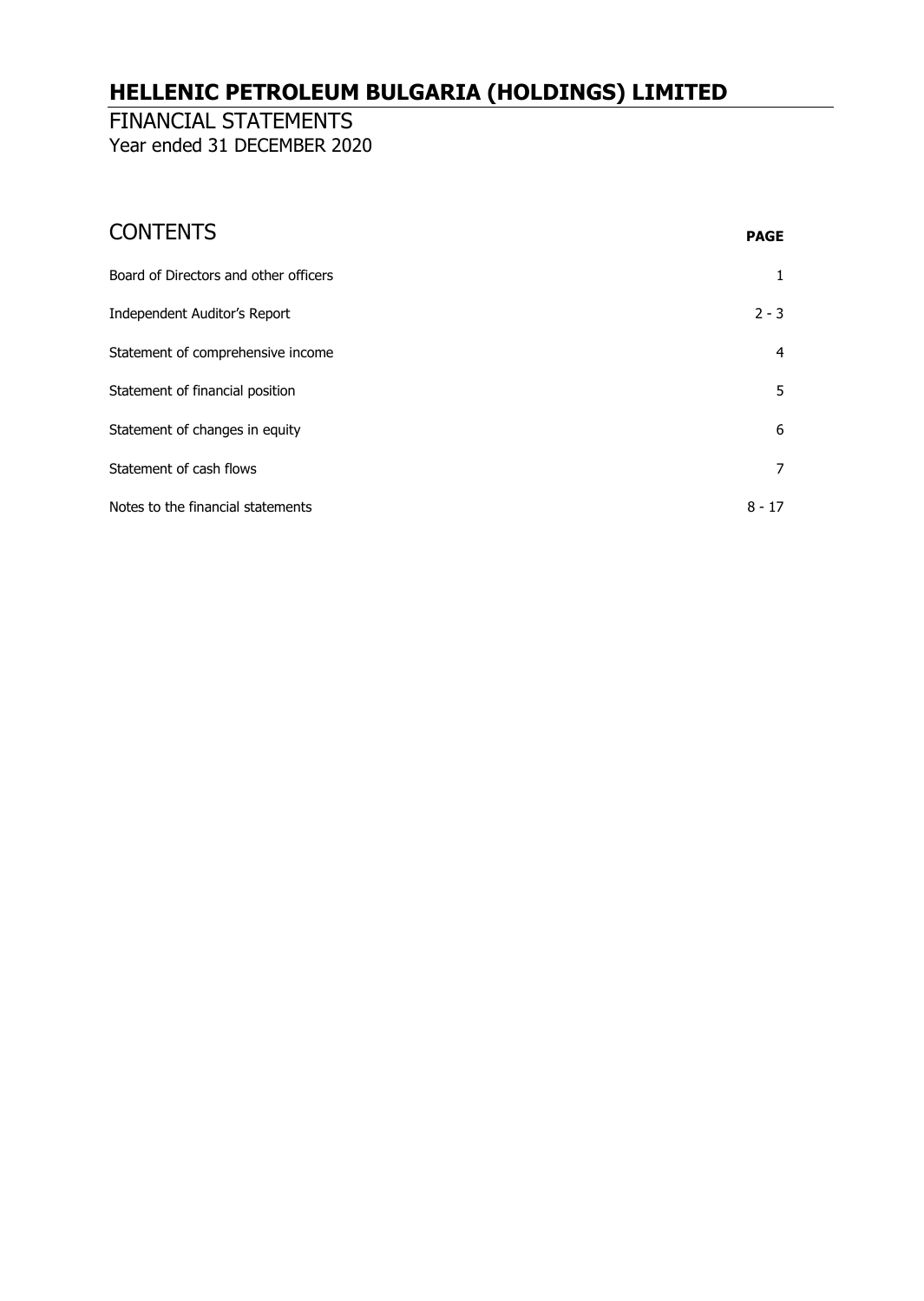# HELLENIC PETROLEUM BULGARIA (HOLDINGS) LIMITED

FINANCIAL STATEMENTS
Year ended 31 DECEMBER 2020

## CONTENTS

| | PAGE |
|---|---|
| Board of Directors and other officers | 1 |
| Independent Auditor's Report | 2 - 3 |
| Statement of comprehensive income | 4 |
| Statement of financial position | 5 |
| Statement of changes in equity | 6 |
| Statement of cash flows | 7 |
| Notes to the financial statements | 8 - 17 |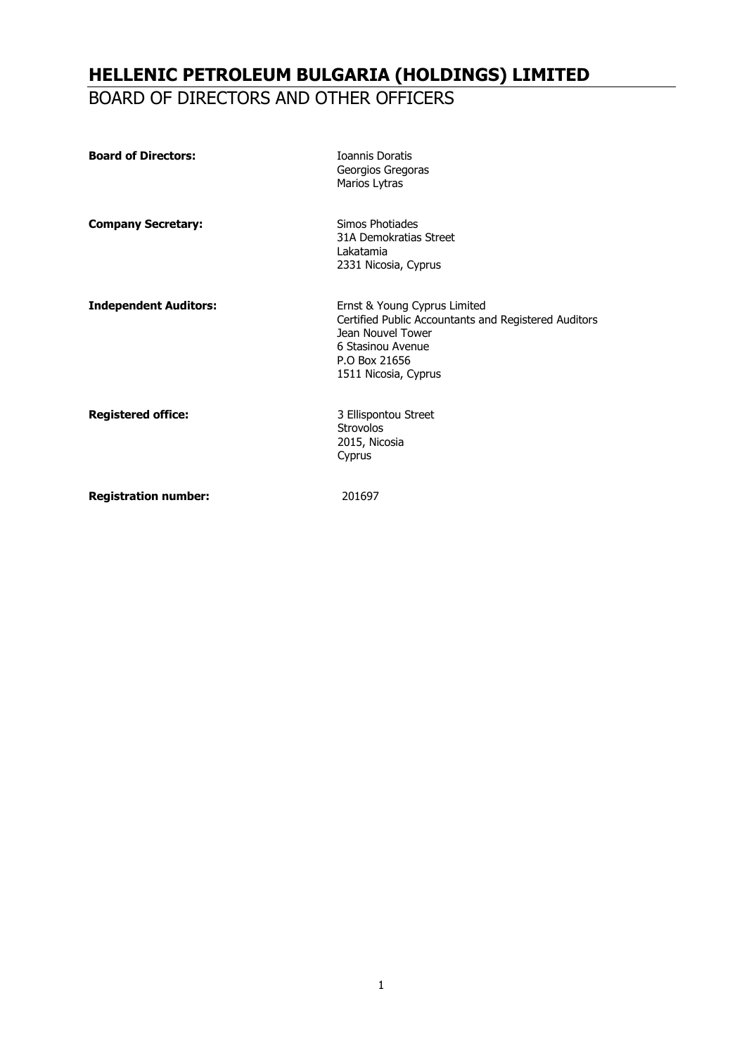# HELLENIC PETROLEUM BULGARIA (HOLDINGS) LIMITED

## BOARD OF DIRECTORS AND OTHER OFFICERS

**Board of Directors:**

Ioannis Doratis
Georgios Gregoras
Marios Lytras

**Company Secretary:**

Simos Photiades
31A Demokratias Street
Lakatamia
2331 Nicosia, Cyprus

**Independent Auditors:**

Ernst & Young Cyprus Limited
Certified Public Accountants and Registered Auditors
Jean Nouvel Tower
6 Stasinou Avenue
P.O Box 21656
1511 Nicosia, Cyprus

**Registered office:**

3 Ellispontou Street
Strovolos
2015, Nicosia
Cyprus

**Registration number:**

201697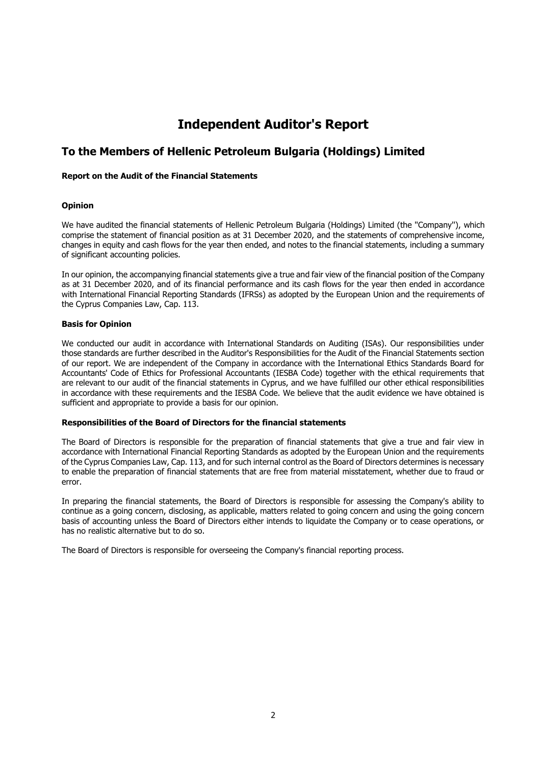# Independent Auditor's Report

## To the Members of Hellenic Petroleum Bulgaria (Holdings) Limited

### Report on the Audit of the Financial Statements

#### Opinion

We have audited the financial statements of Hellenic Petroleum Bulgaria (Holdings) Limited (the "Company"), which comprise the statement of financial position as at 31 December 2020, and the statements of comprehensive income, changes in equity and cash flows for the year then ended, and notes to the financial statements, including a summary of significant accounting policies.

In our opinion, the accompanying financial statements give a true and fair view of the financial position of the Company as at 31 December 2020, and of its financial performance and its cash flows for the year then ended in accordance with International Financial Reporting Standards (IFRSs) as adopted by the European Union and the requirements of the Cyprus Companies Law, Cap. 113.

#### Basis for Opinion

We conducted our audit in accordance with International Standards on Auditing (ISAs). Our responsibilities under those standards are further described in the Auditor's Responsibilities for the Audit of the Financial Statements section of our report. We are independent of the Company in accordance with the International Ethics Standards Board for Accountants' Code of Ethics for Professional Accountants (IESBA Code) together with the ethical requirements that are relevant to our audit of the financial statements in Cyprus, and we have fulfilled our other ethical responsibilities in accordance with these requirements and the IESBA Code. We believe that the audit evidence we have obtained is sufficient and appropriate to provide a basis for our opinion.

#### Responsibilities of the Board of Directors for the financial statements

The Board of Directors is responsible for the preparation of financial statements that give a true and fair view in accordance with International Financial Reporting Standards as adopted by the European Union and the requirements of the Cyprus Companies Law, Cap. 113, and for such internal control as the Board of Directors determines is necessary to enable the preparation of financial statements that are free from material misstatement, whether due to fraud or error.

In preparing the financial statements, the Board of Directors is responsible for assessing the Company's ability to continue as a going concern, disclosing, as applicable, matters related to going concern and using the going concern basis of accounting unless the Board of Directors either intends to liquidate the Company or to cease operations, or has no realistic alternative but to do so.

The Board of Directors is responsible for overseeing the Company's financial reporting process.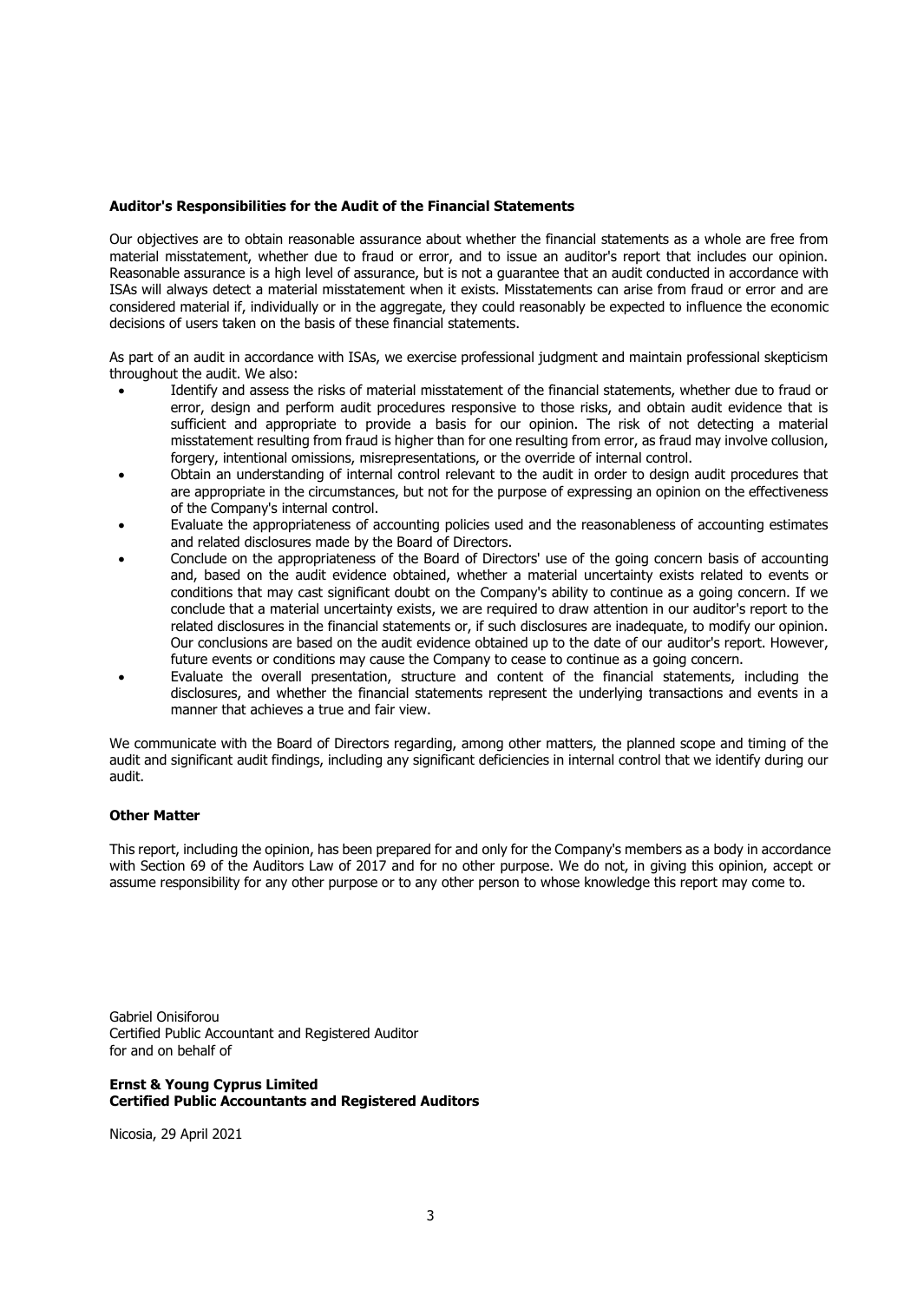**Auditor's Responsibilities for the Audit of the Financial Statements**

Our objectives are to obtain reasonable assurance about whether the financial statements as a whole are free from material misstatement, whether due to fraud or error, and to issue an auditor's report that includes our opinion. Reasonable assurance is a high level of assurance, but is not a guarantee that an audit conducted in accordance with ISAs will always detect a material misstatement when it exists. Misstatements can arise from fraud or error and are considered material if, individually or in the aggregate, they could reasonably be expected to influence the economic decisions of users taken on the basis of these financial statements.

As part of an audit in accordance with ISAs, we exercise professional judgment and maintain professional skepticism throughout the audit. We also:

- Identify and assess the risks of material misstatement of the financial statements, whether due to fraud or error, design and perform audit procedures responsive to those risks, and obtain audit evidence that is sufficient and appropriate to provide a basis for our opinion. The risk of not detecting a material misstatement resulting from fraud is higher than for one resulting from error, as fraud may involve collusion, forgery, intentional omissions, misrepresentations, or the override of internal control.
- Obtain an understanding of internal control relevant to the audit in order to design audit procedures that are appropriate in the circumstances, but not for the purpose of expressing an opinion on the effectiveness of the Company's internal control.
- Evaluate the appropriateness of accounting policies used and the reasonableness of accounting estimates and related disclosures made by the Board of Directors.
- Conclude on the appropriateness of the Board of Directors' use of the going concern basis of accounting and, based on the audit evidence obtained, whether a material uncertainty exists related to events or conditions that may cast significant doubt on the Company's ability to continue as a going concern. If we conclude that a material uncertainty exists, we are required to draw attention in our auditor's report to the related disclosures in the financial statements or, if such disclosures are inadequate, to modify our opinion. Our conclusions are based on the audit evidence obtained up to the date of our auditor's report. However, future events or conditions may cause the Company to cease to continue as a going concern.
- Evaluate the overall presentation, structure and content of the financial statements, including the disclosures, and whether the financial statements represent the underlying transactions and events in a manner that achieves a true and fair view.

We communicate with the Board of Directors regarding, among other matters, the planned scope and timing of the audit and significant audit findings, including any significant deficiencies in internal control that we identify during our audit.

**Other Matter**

This report, including the opinion, has been prepared for and only for the Company's members as a body in accordance with Section 69 of the Auditors Law of 2017 and for no other purpose. We do not, in giving this opinion, accept or assume responsibility for any other purpose or to any other person to whose knowledge this report may come to.

Gabriel Onisiforou
Certified Public Accountant and Registered Auditor
for and on behalf of

**Ernst & Young Cyprus Limited**
**Certified Public Accountants and Registered Auditors**

Nicosia, 29 April 2021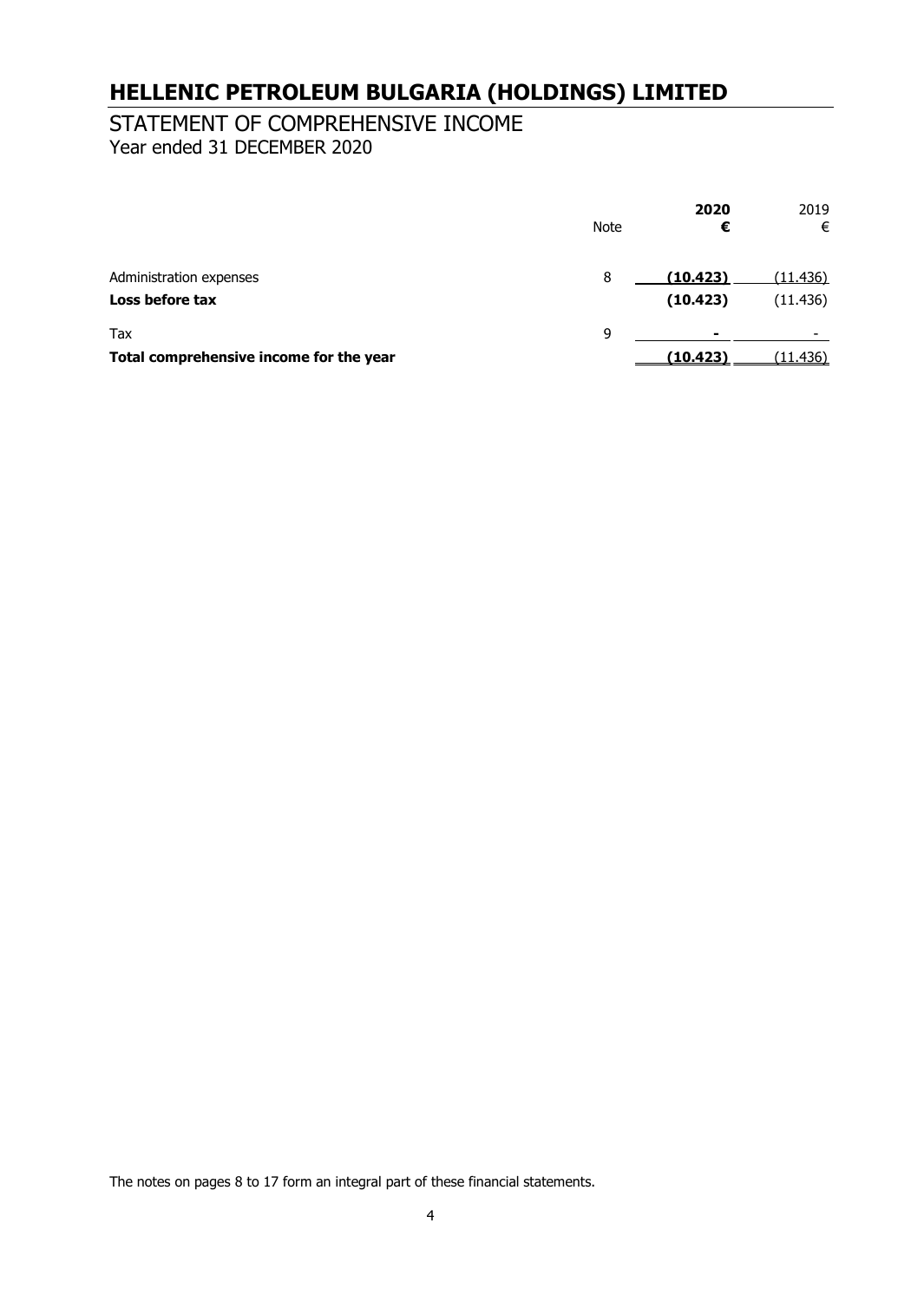# HELLENIC PETROLEUM BULGARIA (HOLDINGS) LIMITED

## STATEMENT OF COMPREHENSIVE INCOME

Year ended 31 DECEMBER 2020

| | Note | **2020** **€** | 2019 € |
|---|---|---|---|
| Administration expenses | 8 | **(10.423)** | (11.436) |
| **Loss before tax** | | **(10.423)** | (11.436) |
| Tax | 9 | **-** | - |
| **Total comprehensive income for the year** | | **(10.423)** | (11.436) |

The notes on pages 8 to 17 form an integral part of these financial statements.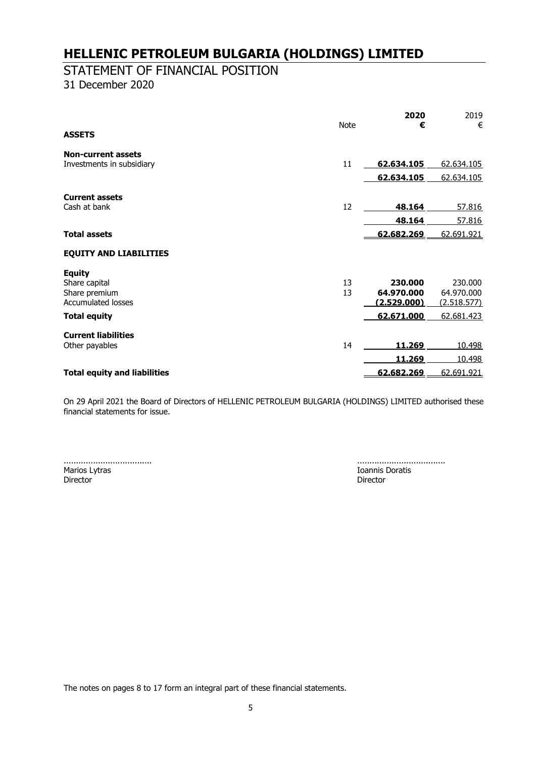# HELLENIC PETROLEUM BULGARIA (HOLDINGS) LIMITED

## STATEMENT OF FINANCIAL POSITION

31 December 2020

| | Note | **2020 €** | 2019 € |
|---|---|---|---|
| **ASSETS** | | | |
| **Non-current assets** | | | |
| Investments in subsidiary | 11 | **62.634.105** | 62.634.105 |
| | | **62.634.105** | 62.634.105 |
| **Current assets** | | | |
| Cash at bank | 12 | **48.164** | 57.816 |
| | | **48.164** | 57.816 |
| **Total assets** | | **62.682.269** | 62.691.921 |
| **EQUITY AND LIABILITIES** | | | |
| **Equity** | | | |
| Share capital | 13 | **230.000** | 230.000 |
| Share premium | 13 | **64.970.000** | 64.970.000 |
| Accumulated losses | | **(2.529.000)** | (2.518.577) |
| **Total equity** | | **62.671.000** | 62.681.423 |
| **Current liabilities** | | | |
| Other payables | 14 | **11.269** | 10.498 |
| | | **11.269** | 10.498 |
| **Total equity and liabilities** | | **62.682.269** | 62.691.921 |

On 29 April 2021 the Board of Directors of HELLENIC PETROLEUM BULGARIA (HOLDINGS) LIMITED authorised these financial statements for issue.

................................... ...................................

Marios Lytras — Director

Ioannis Doratis — Director

The notes on pages 8 to 17 form an integral part of these financial statements.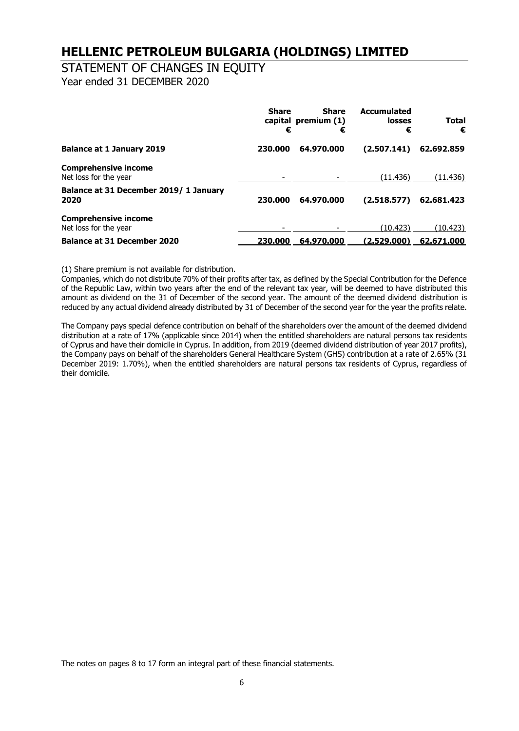# HELLENIC PETROLEUM BULGARIA (HOLDINGS) LIMITED

## STATEMENT OF CHANGES IN EQUITY

Year ended 31 DECEMBER 2020

| | Share capital € | Share premium (1) € | Accumulated losses € | Total € |
|---|---|---|---|---|
| **Balance at 1 January 2019** | **230.000** | **64.970.000** | **(2.507.141)** | **62.692.859** |
| **Comprehensive income** | | | | |
| Net loss for the year | - | - | (11.436) | (11.436) |
| **Balance at 31 December 2019/ 1 January 2020** | **230.000** | **64.970.000** | **(2.518.577)** | **62.681.423** |
| **Comprehensive income** | | | | |
| Net loss for the year | - | - | (10.423) | (10.423) |
| **Balance at 31 December 2020** | **230.000** | **64.970.000** | **(2.529.000)** | **62.671.000** |

(1) Share premium is not available for distribution.

Companies, which do not distribute 70% of their profits after tax, as defined by the Special Contribution for the Defence of the Republic Law, within two years after the end of the relevant tax year, will be deemed to have distributed this amount as dividend on the 31 of December of the second year. The amount of the deemed dividend distribution is reduced by any actual dividend already distributed by 31 of December of the second year for the year the profits relate.

The Company pays special defence contribution on behalf of the shareholders over the amount of the deemed dividend distribution at a rate of 17% (applicable since 2014) when the entitled shareholders are natural persons tax residents of Cyprus and have their domicile in Cyprus. In addition, from 2019 (deemed dividend distribution of year 2017 profits), the Company pays on behalf of the shareholders General Healthcare System (GHS) contribution at a rate of 2.65% (31 December 2019: 1.70%), when the entitled shareholders are natural persons tax residents of Cyprus, regardless of their domicile.

The notes on pages 8 to 17 form an integral part of these financial statements.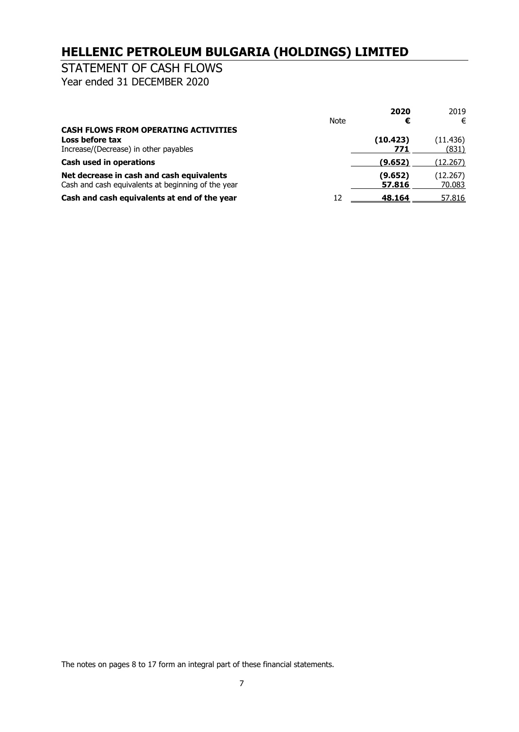# HELLENIC PETROLEUM BULGARIA (HOLDINGS) LIMITED

## STATEMENT OF CASH FLOWS

Year ended 31 DECEMBER 2020

| | Note | **2020** | 2019 |
|---|---|---|---|
| | | **€** | € |
| **CASH FLOWS FROM OPERATING ACTIVITIES** | | | |
| **Loss before tax** | | **(10.423)** | (11.436) |
| Increase/(Decrease) in other payables | | **771** | (831) |
| **Cash used in operations** | | **(9.652)** | (12.267) |
| **Net decrease in cash and cash equivalents** | | **(9.652)** | (12.267) |
| Cash and cash equivalents at beginning of the year | | **57.816** | 70.083 |
| **Cash and cash equivalents at end of the year** | 12 | **48.164** | 57.816 |

The notes on pages 8 to 17 form an integral part of these financial statements.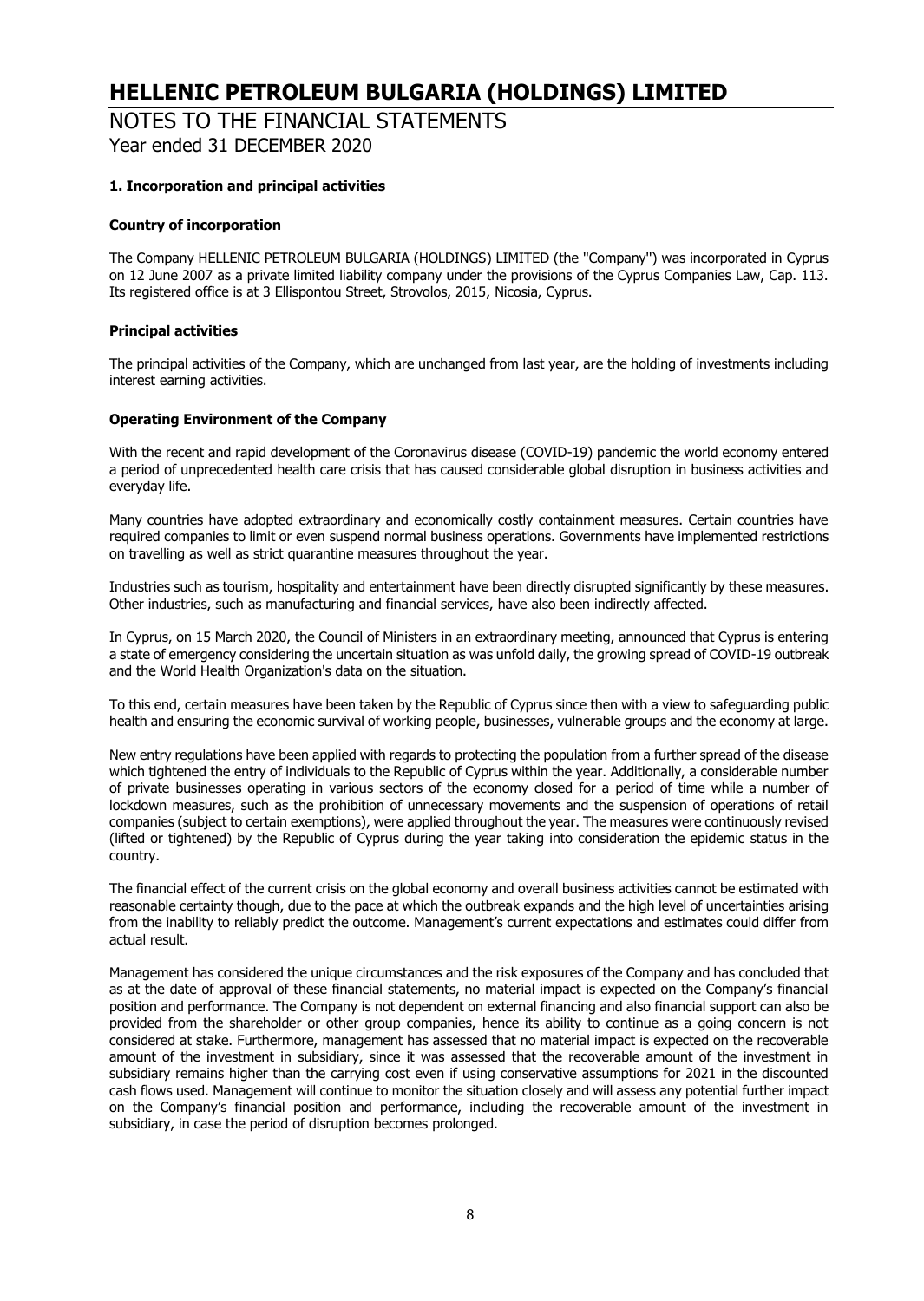# HELLENIC PETROLEUM BULGARIA (HOLDINGS) LIMITED

## NOTES TO THE FINANCIAL STATEMENTS
Year ended 31 DECEMBER 2020

### 1. Incorporation and principal activities

**Country of incorporation**

The Company HELLENIC PETROLEUM BULGARIA (HOLDINGS) LIMITED (the ''Company'') was incorporated in Cyprus on 12 June 2007 as a private limited liability company under the provisions of the Cyprus Companies Law, Cap. 113. Its registered office is at 3 Ellispontou Street, Strovolos, 2015, Nicosia, Cyprus.

**Principal activities**

The principal activities of the Company, which are unchanged from last year, are the holding of investments including interest earning activities.

**Operating Environment of the Company**

With the recent and rapid development of the Coronavirus disease (COVID-19) pandemic the world economy entered a period of unprecedented health care crisis that has caused considerable global disruption in business activities and everyday life.

Many countries have adopted extraordinary and economically costly containment measures. Certain countries have required companies to limit or even suspend normal business operations. Governments have implemented restrictions on travelling as well as strict quarantine measures throughout the year.

Industries such as tourism, hospitality and entertainment have been directly disrupted significantly by these measures. Other industries, such as manufacturing and financial services, have also been indirectly affected.

In Cyprus, on 15 March 2020, the Council of Ministers in an extraordinary meeting, announced that Cyprus is entering a state of emergency considering the uncertain situation as was unfold daily, the growing spread of COVID-19 outbreak and the World Health Organization's data on the situation.

To this end, certain measures have been taken by the Republic of Cyprus since then with a view to safeguarding public health and ensuring the economic survival of working people, businesses, vulnerable groups and the economy at large.

New entry regulations have been applied with regards to protecting the population from a further spread of the disease which tightened the entry of individuals to the Republic of Cyprus within the year. Additionally, a considerable number of private businesses operating in various sectors of the economy closed for a period of time while a number of lockdown measures, such as the prohibition of unnecessary movements and the suspension of operations of retail companies (subject to certain exemptions), were applied throughout the year. The measures were continuously revised (lifted or tightened) by the Republic of Cyprus during the year taking into consideration the epidemic status in the country.

The financial effect of the current crisis on the global economy and overall business activities cannot be estimated with reasonable certainty though, due to the pace at which the outbreak expands and the high level of uncertainties arising from the inability to reliably predict the outcome. Management's current expectations and estimates could differ from actual result.

Management has considered the unique circumstances and the risk exposures of the Company and has concluded that as at the date of approval of these financial statements, no material impact is expected on the Company's financial position and performance. The Company is not dependent on external financing and also financial support can also be provided from the shareholder or other group companies, hence its ability to continue as a going concern is not considered at stake. Furthermore, management has assessed that no material impact is expected on the recoverable amount of the investment in subsidiary, since it was assessed that the recoverable amount of the investment in subsidiary remains higher than the carrying cost even if using conservative assumptions for 2021 in the discounted cash flows used. Management will continue to monitor the situation closely and will assess any potential further impact on the Company's financial position and performance, including the recoverable amount of the investment in subsidiary, in case the period of disruption becomes prolonged.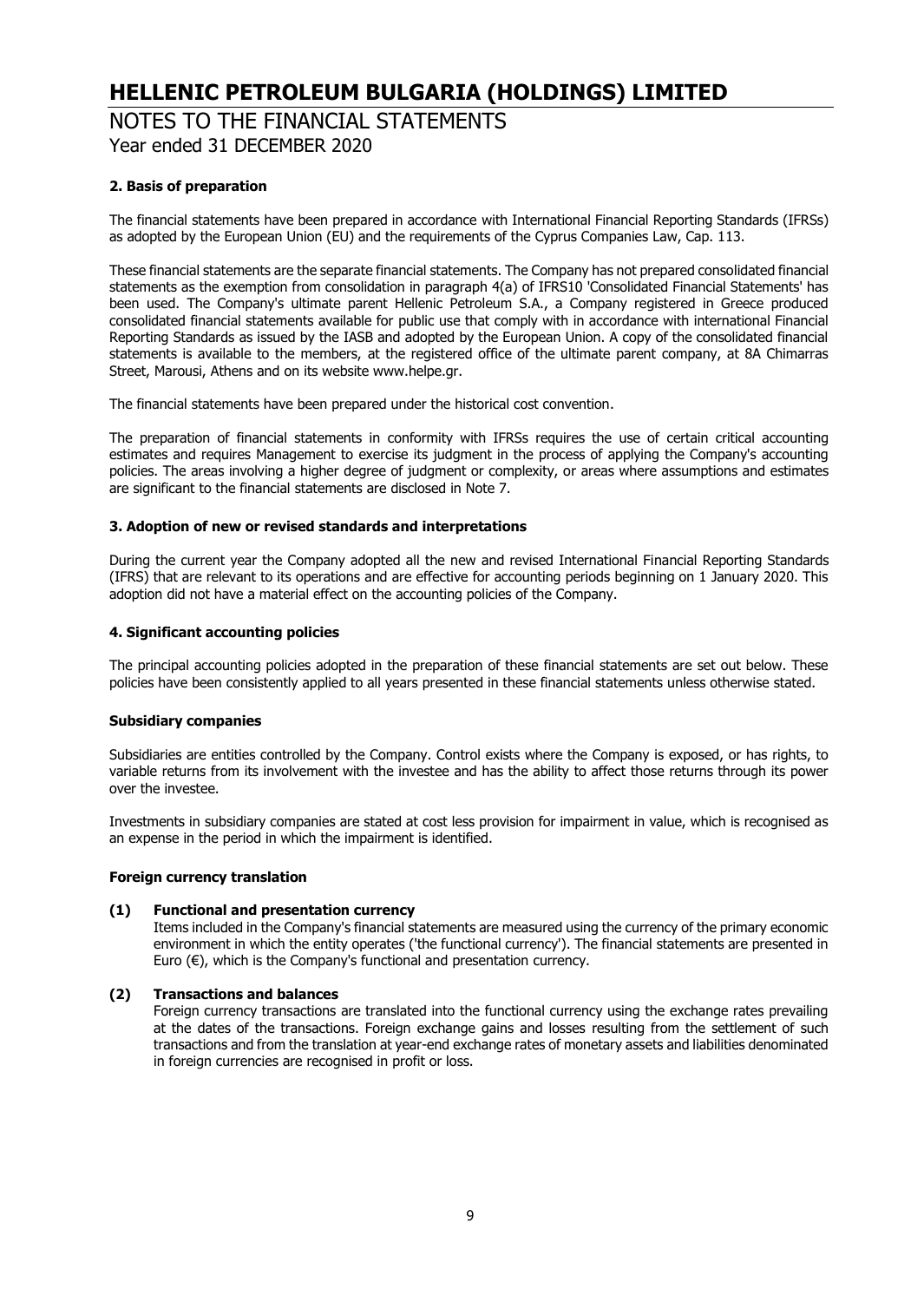## 2. Basis of preparation

The financial statements have been prepared in accordance with International Financial Reporting Standards (IFRSs) as adopted by the European Union (EU) and the requirements of the Cyprus Companies Law, Cap. 113.

These financial statements are the separate financial statements. The Company has not prepared consolidated financial statements as the exemption from consolidation in paragraph 4(a) of IFRS10 'Consolidated Financial Statements' has been used. The Company's ultimate parent Hellenic Petroleum S.A., a Company registered in Greece produced consolidated financial statements available for public use that comply with in accordance with international Financial Reporting Standards as issued by the IASB and adopted by the European Union. A copy of the consolidated financial statements is available to the members, at the registered office of the ultimate parent company, at 8A Chimarras Street, Marousi, Athens and on its website www.helpe.gr.

The financial statements have been prepared under the historical cost convention.

The preparation of financial statements in conformity with IFRSs requires the use of certain critical accounting estimates and requires Management to exercise its judgment in the process of applying the Company's accounting policies. The areas involving a higher degree of judgment or complexity, or areas where assumptions and estimates are significant to the financial statements are disclosed in Note 7.

## 3. Adoption of new or revised standards and interpretations

During the current year the Company adopted all the new and revised International Financial Reporting Standards (IFRS) that are relevant to its operations and are effective for accounting periods beginning on 1 January 2020. This adoption did not have a material effect on the accounting policies of the Company.

## 4. Significant accounting policies

The principal accounting policies adopted in the preparation of these financial statements are set out below. These policies have been consistently applied to all years presented in these financial statements unless otherwise stated.

### Subsidiary companies

Subsidiaries are entities controlled by the Company. Control exists where the Company is exposed, or has rights, to variable returns from its involvement with the investee and has the ability to affect those returns through its power over the investee.

Investments in subsidiary companies are stated at cost less provision for impairment in value, which is recognised as an expense in the period in which the impairment is identified.

### Foreign currency translation

**(1) Functional and presentation currency**

Items included in the Company's financial statements are measured using the currency of the primary economic environment in which the entity operates ('the functional currency'). The financial statements are presented in Euro (€), which is the Company's functional and presentation currency.

**(2) Transactions and balances**

Foreign currency transactions are translated into the functional currency using the exchange rates prevailing at the dates of the transactions. Foreign exchange gains and losses resulting from the settlement of such transactions and from the translation at year-end exchange rates of monetary assets and liabilities denominated in foreign currencies are recognised in profit or loss.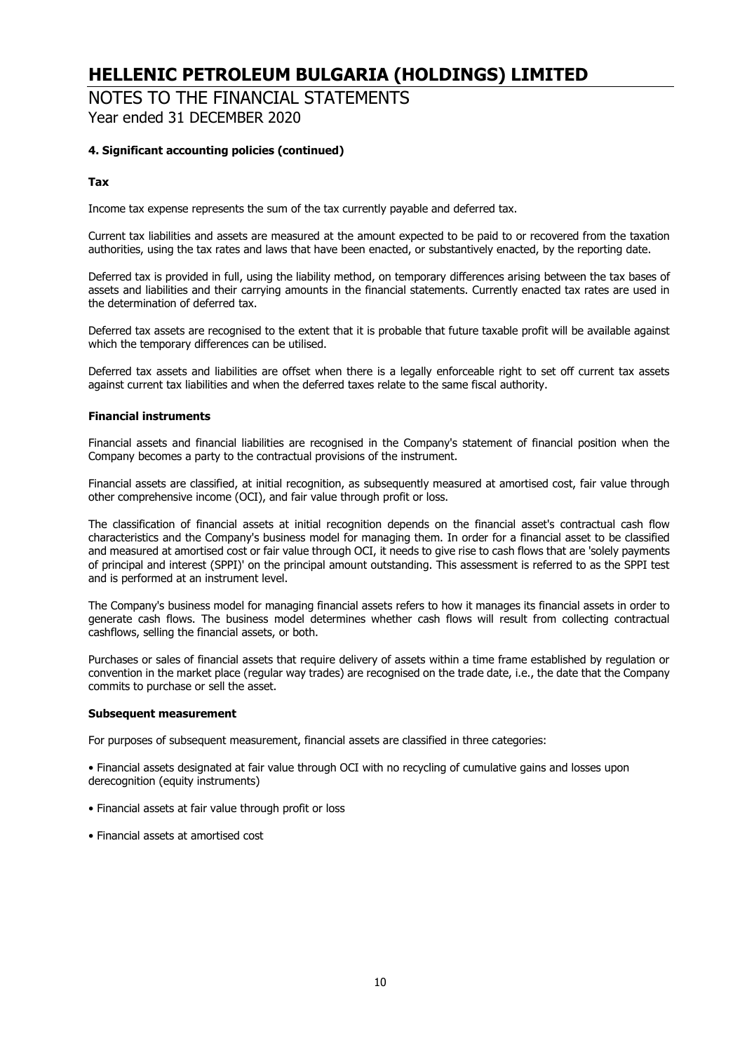#### 4. Significant accounting policies (continued)

**Tax**

Income tax expense represents the sum of the tax currently payable and deferred tax.

Current tax liabilities and assets are measured at the amount expected to be paid to or recovered from the taxation authorities, using the tax rates and laws that have been enacted, or substantively enacted, by the reporting date.

Deferred tax is provided in full, using the liability method, on temporary differences arising between the tax bases of assets and liabilities and their carrying amounts in the financial statements. Currently enacted tax rates are used in the determination of deferred tax.

Deferred tax assets are recognised to the extent that it is probable that future taxable profit will be available against which the temporary differences can be utilised.

Deferred tax assets and liabilities are offset when there is a legally enforceable right to set off current tax assets against current tax liabilities and when the deferred taxes relate to the same fiscal authority.

**Financial instruments**

Financial assets and financial liabilities are recognised in the Company's statement of financial position when the Company becomes a party to the contractual provisions of the instrument.

Financial assets are classified, at initial recognition, as subsequently measured at amortised cost, fair value through other comprehensive income (OCI), and fair value through profit or loss.

The classification of financial assets at initial recognition depends on the financial asset's contractual cash flow characteristics and the Company's business model for managing them. In order for a financial asset to be classified and measured at amortised cost or fair value through OCI, it needs to give rise to cash flows that are 'solely payments of principal and interest (SPPI)' on the principal amount outstanding. This assessment is referred to as the SPPI test and is performed at an instrument level.

The Company's business model for managing financial assets refers to how it manages its financial assets in order to generate cash flows. The business model determines whether cash flows will result from collecting contractual cashflows, selling the financial assets, or both.

Purchases or sales of financial assets that require delivery of assets within a time frame established by regulation or convention in the market place (regular way trades) are recognised on the trade date, i.e., the date that the Company commits to purchase or sell the asset.

**Subsequent measurement**

For purposes of subsequent measurement, financial assets are classified in three categories:

- Financial assets designated at fair value through OCI with no recycling of cumulative gains and losses upon derecognition (equity instruments)

- Financial assets at fair value through profit or loss

- Financial assets at amortised cost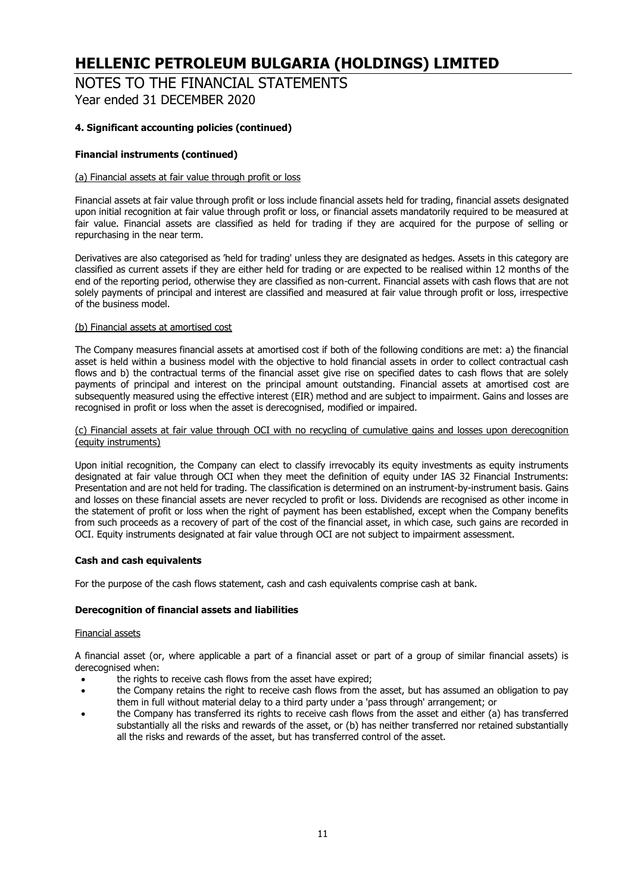#### 4. Significant accounting policies (continued)

**Financial instruments (continued)**

(a) Financial assets at fair value through profit or loss

Financial assets at fair value through profit or loss include financial assets held for trading, financial assets designated upon initial recognition at fair value through profit or loss, or financial assets mandatorily required to be measured at fair value. Financial assets are classified as held for trading if they are acquired for the purpose of selling or repurchasing in the near term.

Derivatives are also categorised as 'held for trading' unless they are designated as hedges. Assets in this category are classified as current assets if they are either held for trading or are expected to be realised within 12 months of the end of the reporting period, otherwise they are classified as non-current. Financial assets with cash flows that are not solely payments of principal and interest are classified and measured at fair value through profit or loss, irrespective of the business model.

(b) Financial assets at amortised cost

The Company measures financial assets at amortised cost if both of the following conditions are met: a) the financial asset is held within a business model with the objective to hold financial assets in order to collect contractual cash flows and b) the contractual terms of the financial asset give rise on specified dates to cash flows that are solely payments of principal and interest on the principal amount outstanding. Financial assets at amortised cost are subsequently measured using the effective interest (EIR) method and are subject to impairment. Gains and losses are recognised in profit or loss when the asset is derecognised, modified or impaired.

(c) Financial assets at fair value through OCI with no recycling of cumulative gains and losses upon derecognition (equity instruments)

Upon initial recognition, the Company can elect to classify irrevocably its equity investments as equity instruments designated at fair value through OCI when they meet the definition of equity under IAS 32 Financial Instruments: Presentation and are not held for trading. The classification is determined on an instrument-by-instrument basis. Gains and losses on these financial assets are never recycled to profit or loss. Dividends are recognised as other income in the statement of profit or loss when the right of payment has been established, except when the Company benefits from such proceeds as a recovery of part of the cost of the financial asset, in which case, such gains are recorded in OCI. Equity instruments designated at fair value through OCI are not subject to impairment assessment.

**Cash and cash equivalents**

For the purpose of the cash flows statement, cash and cash equivalents comprise cash at bank.

**Derecognition of financial assets and liabilities**

Financial assets

A financial asset (or, where applicable a part of a financial asset or part of a group of similar financial assets) is derecognised when:

- the rights to receive cash flows from the asset have expired;
- the Company retains the right to receive cash flows from the asset, but has assumed an obligation to pay them in full without material delay to a third party under a 'pass through' arrangement; or
- the Company has transferred its rights to receive cash flows from the asset and either (a) has transferred substantially all the risks and rewards of the asset, or (b) has neither transferred nor retained substantially all the risks and rewards of the asset, but has transferred control of the asset.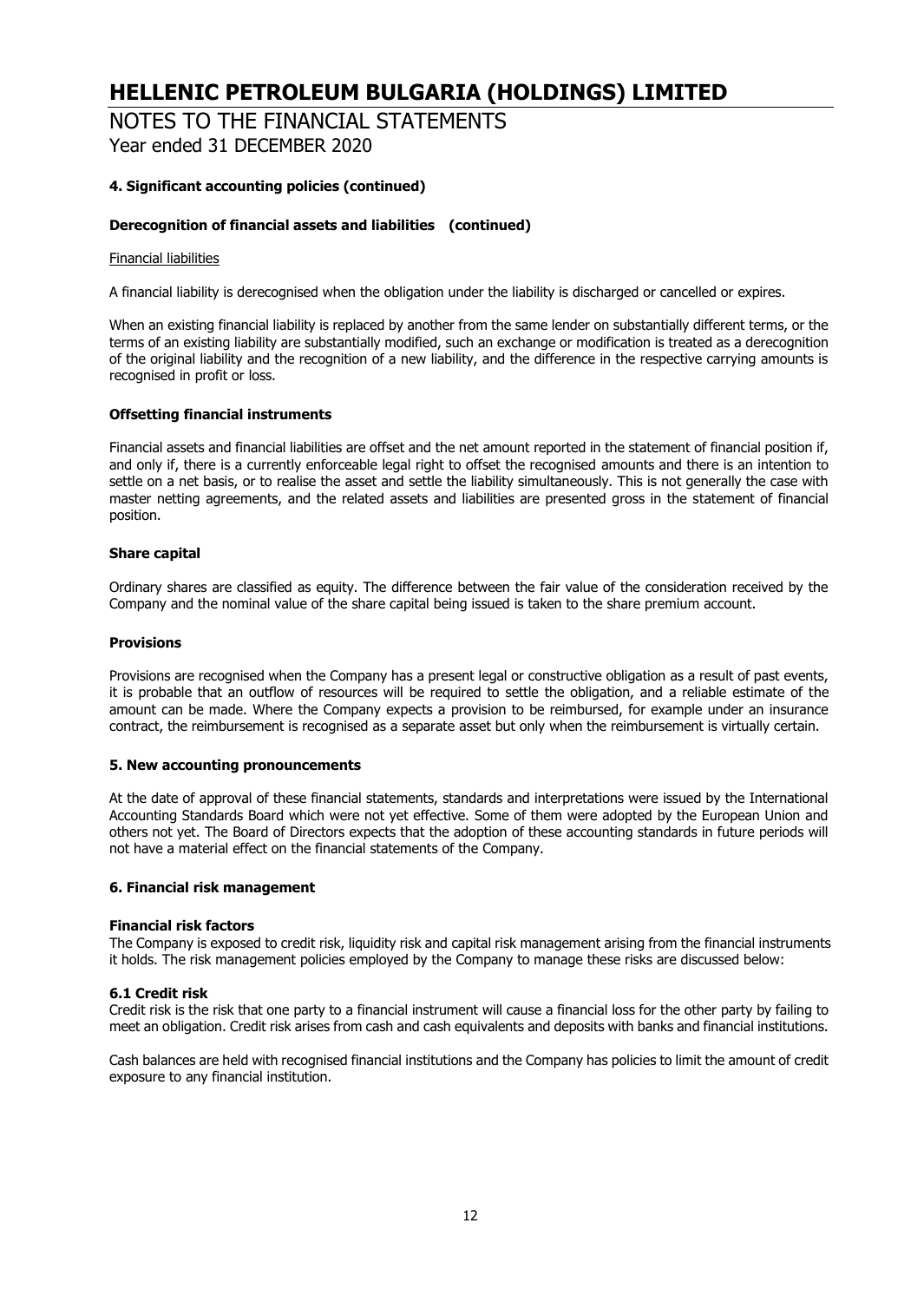### 4. Significant accounting policies (continued)

#### Derecognition of financial assets and liabilities (continued)

Financial liabilities

A financial liability is derecognised when the obligation under the liability is discharged or cancelled or expires.

When an existing financial liability is replaced by another from the same lender on substantially different terms, or the terms of an existing liability are substantially modified, such an exchange or modification is treated as a derecognition of the original liability and the recognition of a new liability, and the difference in the respective carrying amounts is recognised in profit or loss.

#### Offsetting financial instruments

Financial assets and financial liabilities are offset and the net amount reported in the statement of financial position if, and only if, there is a currently enforceable legal right to offset the recognised amounts and there is an intention to settle on a net basis, or to realise the asset and settle the liability simultaneously. This is not generally the case with master netting agreements, and the related assets and liabilities are presented gross in the statement of financial position.

#### Share capital

Ordinary shares are classified as equity. The difference between the fair value of the consideration received by the Company and the nominal value of the share capital being issued is taken to the share premium account.

#### Provisions

Provisions are recognised when the Company has a present legal or constructive obligation as a result of past events, it is probable that an outflow of resources will be required to settle the obligation, and a reliable estimate of the amount can be made. Where the Company expects a provision to be reimbursed, for example under an insurance contract, the reimbursement is recognised as a separate asset but only when the reimbursement is virtually certain.

### 5. New accounting pronouncements

At the date of approval of these financial statements, standards and interpretations were issued by the International Accounting Standards Board which were not yet effective. Some of them were adopted by the European Union and others not yet. The Board of Directors expects that the adoption of these accounting standards in future periods will not have a material effect on the financial statements of the Company.

### 6. Financial risk management

#### Financial risk factors

The Company is exposed to credit risk, liquidity risk and capital risk management arising from the financial instruments it holds. The risk management policies employed by the Company to manage these risks are discussed below:

#### 6.1 Credit risk

Credit risk is the risk that one party to a financial instrument will cause a financial loss for the other party by failing to meet an obligation. Credit risk arises from cash and cash equivalents and deposits with banks and financial institutions.

Cash balances are held with recognised financial institutions and the Company has policies to limit the amount of credit exposure to any financial institution.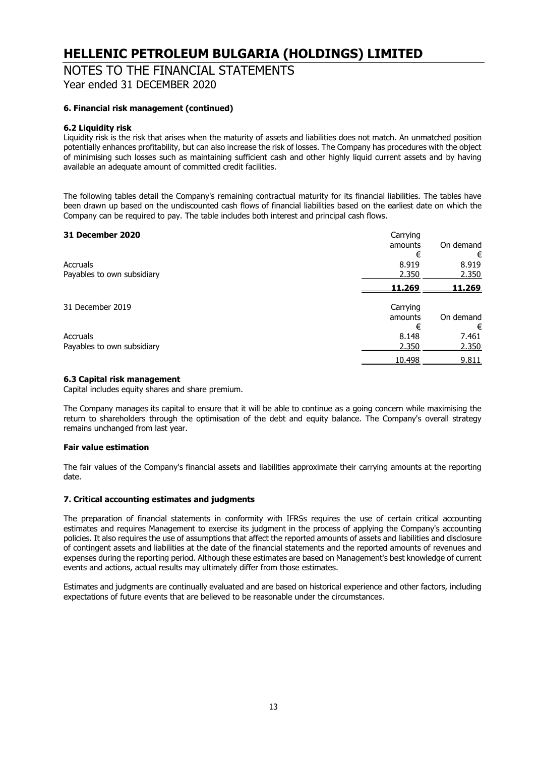### 6. Financial risk management (continued)

#### 6.2 Liquidity risk

Liquidity risk is the risk that arises when the maturity of assets and liabilities does not match. An unmatched position potentially enhances profitability, but can also increase the risk of losses. The Company has procedures with the object of minimising such losses such as maintaining sufficient cash and other highly liquid current assets and by having available an adequate amount of committed credit facilities.

The following tables detail the Company's remaining contractual maturity for its financial liabilities. The tables have been drawn up based on the undiscounted cash flows of financial liabilities based on the earliest date on which the Company can be required to pay. The table includes both interest and principal cash flows.

| **31 December 2020** | Carrying amounts | On demand |
|---|---|---|
| | € | € |
| Accruals | 8.919 | 8.919 |
| Payables to own subsidiary | 2.350 | 2.350 |
| | **11.269** | **11.269** |

| 31 December 2019 | Carrying amounts | On demand |
|---|---|---|
| | € | € |
| Accruals | 8.148 | 7.461 |
| Payables to own subsidiary | 2.350 | 2.350 |
| | 10.498 | 9.811 |

#### 6.3 Capital risk management

Capital includes equity shares and share premium.

The Company manages its capital to ensure that it will be able to continue as a going concern while maximising the return to shareholders through the optimisation of the debt and equity balance. The Company's overall strategy remains unchanged from last year.

**Fair value estimation**

The fair values of the Company's financial assets and liabilities approximate their carrying amounts at the reporting date.

### 7. Critical accounting estimates and judgments

The preparation of financial statements in conformity with IFRSs requires the use of certain critical accounting estimates and requires Management to exercise its judgment in the process of applying the Company's accounting policies. It also requires the use of assumptions that affect the reported amounts of assets and liabilities and disclosure of contingent assets and liabilities at the date of the financial statements and the reported amounts of revenues and expenses during the reporting period. Although these estimates are based on Management's best knowledge of current events and actions, actual results may ultimately differ from those estimates.

Estimates and judgments are continually evaluated and are based on historical experience and other factors, including expectations of future events that are believed to be reasonable under the circumstances.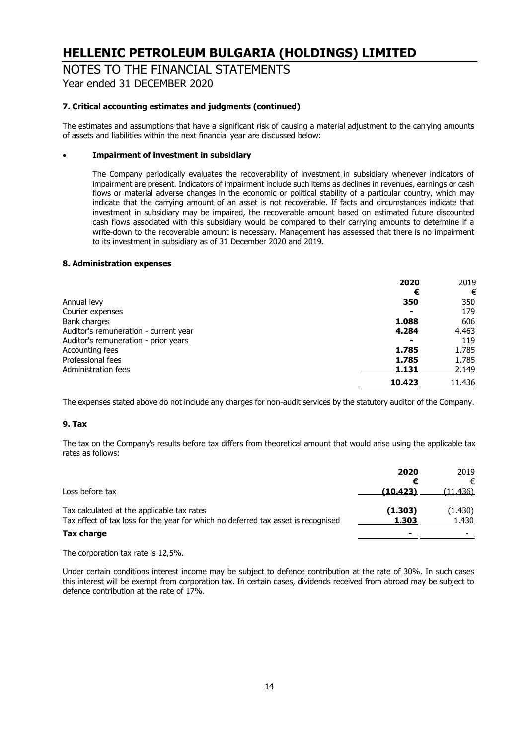# HELLENIC PETROLEUM BULGARIA (HOLDINGS) LIMITED

## NOTES TO THE FINANCIAL STATEMENTS

Year ended 31 DECEMBER 2020

### 7. Critical accounting estimates and judgments (continued)

The estimates and assumptions that have a significant risk of causing a material adjustment to the carrying amounts of assets and liabilities within the next financial year are discussed below:

- **Impairment of investment in subsidiary**

  The Company periodically evaluates the recoverability of investment in subsidiary whenever indicators of impairment are present. Indicators of impairment include such items as declines in revenues, earnings or cash flows or material adverse changes in the economic or political stability of a particular country, which may indicate that the carrying amount of an asset is not recoverable. If facts and circumstances indicate that investment in subsidiary may be impaired, the recoverable amount based on estimated future discounted cash flows associated with this subsidiary would be compared to their carrying amounts to determine if a write-down to the recoverable amount is necessary. Management has assessed that there is no impairment to its investment in subsidiary as of 31 December 2020 and 2019.

### 8. Administration expenses

| | **2020** | 2019 |
|---|---|---|
| | **€** | € |
| Annual levy | **350** | 350 |
| Courier expenses | **-** | 179 |
| Bank charges | **1.088** | 606 |
| Auditor's remuneration - current year | **4.284** | 4.463 |
| Auditor's remuneration - prior years | **-** | 119 |
| Accounting fees | **1.785** | 1.785 |
| Professional fees | **1.785** | 1.785 |
| Administration fees | **1.131** | 2.149 |
| | **10.423** | 11.436 |

The expenses stated above do not include any charges for non-audit services by the statutory auditor of the Company.

### 9. Tax

The tax on the Company's results before tax differs from theoretical amount that would arise using the applicable tax rates as follows:

| | **2020** | 2019 |
|---|---|---|
| | **€** | € |
| Loss before tax | **(10.423)** | (11.436) |
| Tax calculated at the applicable tax rates | **(1.303)** | (1.430) |
| Tax effect of tax loss for the year for which no deferred tax asset is recognised | **1.303** | 1.430 |
| **Tax charge** | **-** | - |

The corporation tax rate is 12,5%.

Under certain conditions interest income may be subject to defence contribution at the rate of 30%. In such cases this interest will be exempt from corporation tax. In certain cases, dividends received from abroad may be subject to defence contribution at the rate of 17%.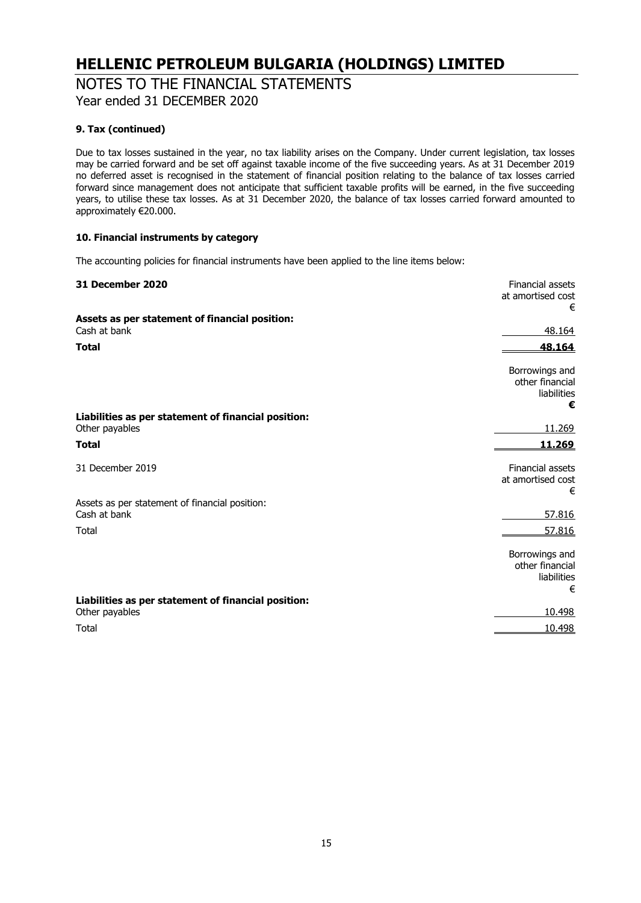### 9. Tax (continued)

Due to tax losses sustained in the year, no tax liability arises on the Company. Under current legislation, tax losses may be carried forward and be set off against taxable income of the five succeeding years. As at 31 December 2019 no deferred asset is recognised in the statement of financial position relating to the balance of tax losses carried forward since management does not anticipate that sufficient taxable profits will be earned, in the five succeeding years, to utilise these tax losses. As at 31 December 2020, the balance of tax losses carried forward amounted to approximately €20.000.

### 10. Financial instruments by category

The accounting policies for financial instruments have been applied to the line items below:

| **31 December 2020** | Financial assets at amortised cost € |
|---|---|
| **Assets as per statement of financial position:** | |
| Cash at bank | 48.164 |
| **Total** | **48.164** |

| | Borrowings and other financial liabilities **€** |
|---|---|
| **Liabilities as per statement of financial position:** | |
| Other payables | 11.269 |
| **Total** | **11.269** |

| 31 December 2019 | Financial assets at amortised cost € |
|---|---|
| Assets as per statement of financial position: | |
| Cash at bank | 57.816 |
| Total | 57.816 |

| | Borrowings and other financial liabilities € |
|---|---|
| **Liabilities as per statement of financial position:** | |
| Other payables | 10.498 |
| Total | 10.498 |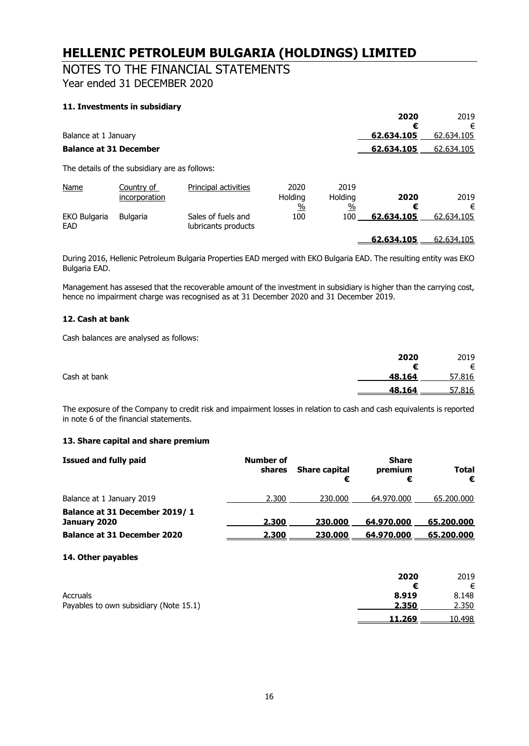# HELLENIC PETROLEUM BULGARIA (HOLDINGS) LIMITED

## NOTES TO THE FINANCIAL STATEMENTS

Year ended 31 DECEMBER 2020

### 11. Investments in subsidiary

| | 2020 € | 2019 € |
|---|---|---|
| Balance at 1 January | **62.634.105** | 62.634.105 |
| **Balance at 31 December** | **62.634.105** | 62.634.105 |

The details of the subsidiary are as follows:

| Name | Country of incorporation | Principal activities | 2020 Holding % | 2019 Holding % | 2020 € | 2019 € |
|---|---|---|---|---|---|---|
| EKO Bulgaria EAD | Bulgaria | Sales of fuels and lubricants products | 100 | 100 | **62.634.105** | 62.634.105 |
| | | | | | **62.634.105** | 62.634.105 |

During 2016, Hellenic Petroleum Bulgaria Properties EAD merged with EKO Bulgaria EAD. The resulting entity was EKO Bulgaria EAD.

Management has assesed that the recoverable amount of the investment in subsidiary is higher than the carrying cost, hence no impairment charge was recognised as at 31 December 2020 and 31 December 2019.

### 12. Cash at bank

Cash balances are analysed as follows:

| | 2020 € | 2019 € |
|---|---|---|
| Cash at bank | **48.164** | 57.816 |
| | **48.164** | 57.816 |

The exposure of the Company to credit risk and impairment losses in relation to cash and cash equivalents is reported in note 6 of the financial statements.

### 13. Share capital and share premium

| Issued and fully paid | Number of shares | Share capital € | Share premium € | Total € |
|---|---|---|---|---|
| Balance at 1 January 2019 | 2.300 | 230.000 | 64.970.000 | 65.200.000 |
| **Balance at 31 December 2019/ 1 January 2020** | **2.300** | **230.000** | **64.970.000** | **65.200.000** |
| **Balance at 31 December 2020** | **2.300** | **230.000** | **64.970.000** | **65.200.000** |

### 14. Other payables

| | 2020 € | 2019 € |
|---|---|---|
| Accruals | **8.919** | 8.148 |
| Payables to own subsidiary (Note 15.1) | **2.350** | 2.350 |
| | **11.269** | 10.498 |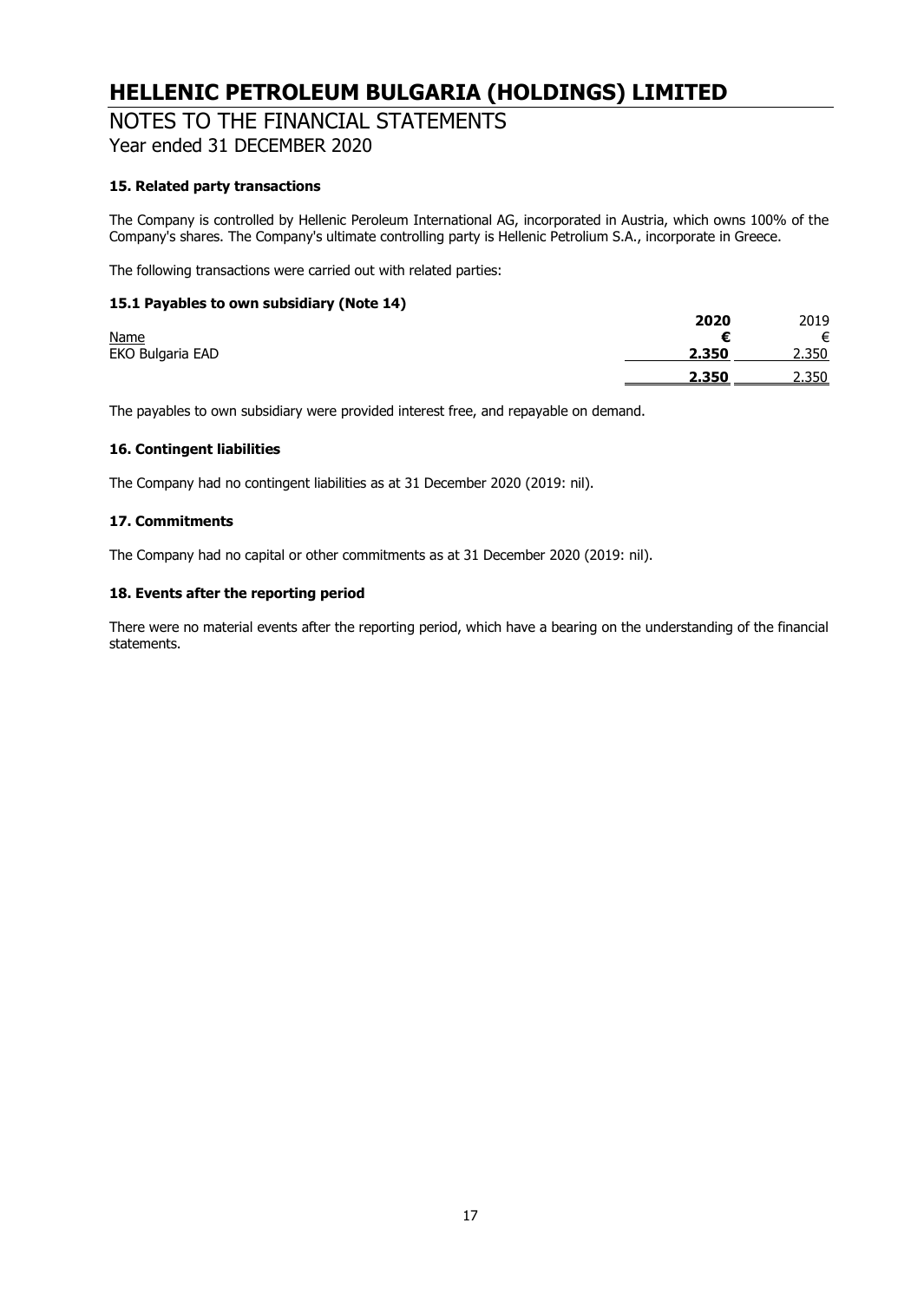# HELLENIC PETROLEUM BULGARIA (HOLDINGS) LIMITED

## NOTES TO THE FINANCIAL STATEMENTS

Year ended 31 DECEMBER 2020

### 15. Related party transactions

The Company is controlled by Hellenic Peroleum International AG, incorporated in Austria, which owns 100% of the Company's shares. The Company's ultimate controlling party is Hellenic Petrolium S.A., incorporate in Greece.

The following transactions were carried out with related parties:

### 15.1 Payables to own subsidiary (Note 14)

| Name | **2020** **€** | 2019 € |
|---|---|---|
| EKO Bulgaria EAD | **2.350** | 2.350 |
| | **2.350** | 2.350 |

The payables to own subsidiary were provided interest free, and repayable on demand.

### 16. Contingent liabilities

The Company had no contingent liabilities as at 31 December 2020 (2019: nil).

### 17. Commitments

The Company had no capital or other commitments as at 31 December 2020 (2019: nil).

### 18. Events after the reporting period

There were no material events after the reporting period, which have a bearing on the understanding of the financial statements.